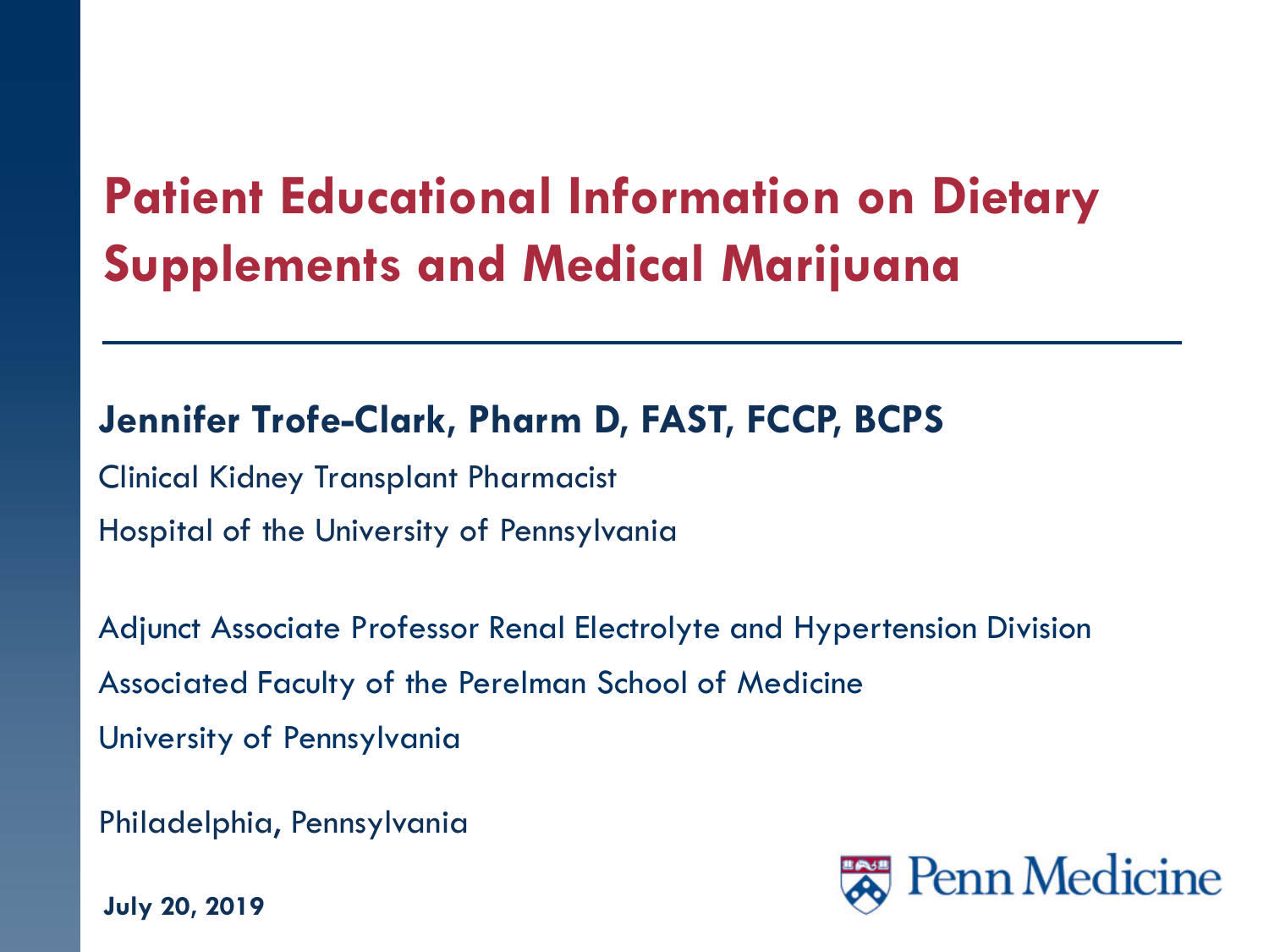# Patient Educational Information on Dietary Supplements and Medical Marijuana

---

**Jennifer Trofe-Clark, Pharm D, FAST, FCCP, BCPS**

Clinical Kidney Transplant Pharmacist

Hospital of the University of Pennsylvania

Adjunct Associate Professor Renal Electrolyte and Hypertension Division

Associated Faculty of the Perelman School of Medicine

University of Pennsylvania

Philadelphia, Pennsylvania

**July 20, 2019**

Penn Medicine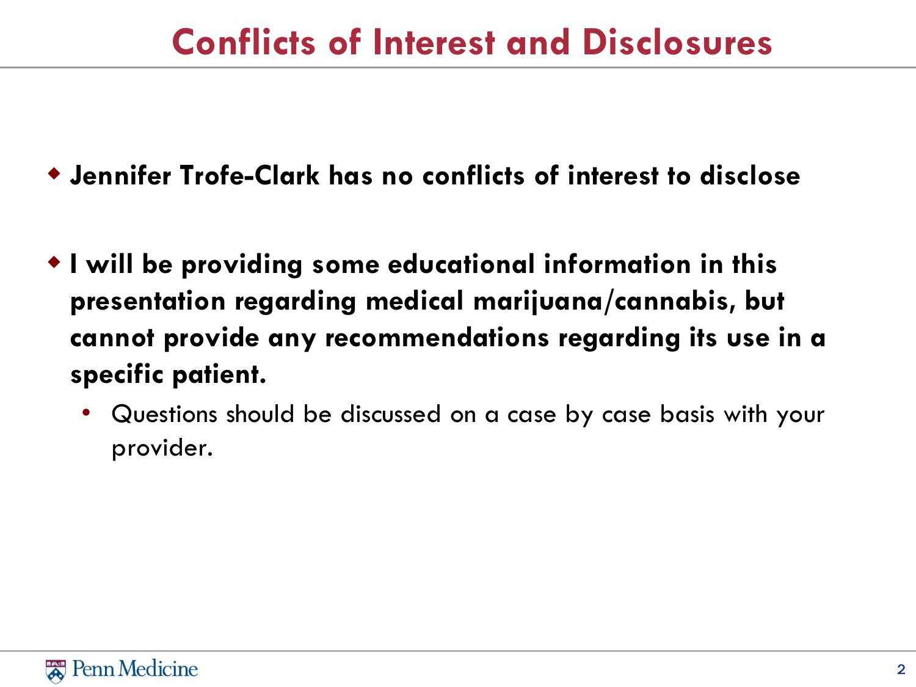# Conflicts of Interest and Disclosures

- **Jennifer Trofe-Clark has no conflicts of interest to disclose**
- **I will be providing some educational information in this presentation regarding medical marijuana/cannabis, but cannot provide any recommendations regarding its use in a specific patient.**
  - Questions should be discussed on a case by case basis with your provider.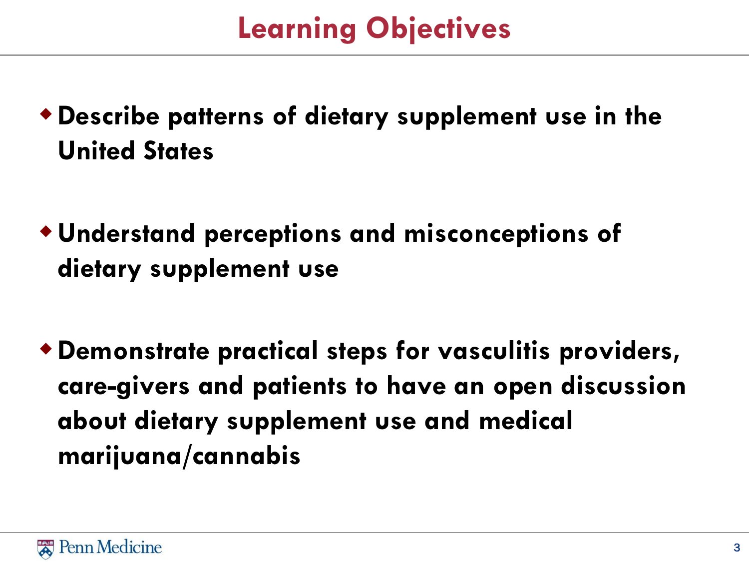# Learning Objectives

- **Describe patterns of dietary supplement use in the United States**
- **Understand perceptions and misconceptions of dietary supplement use**
- **Demonstrate practical steps for vasculitis providers, care-givers and patients to have an open discussion about dietary supplement use and medical marijuana/cannabis**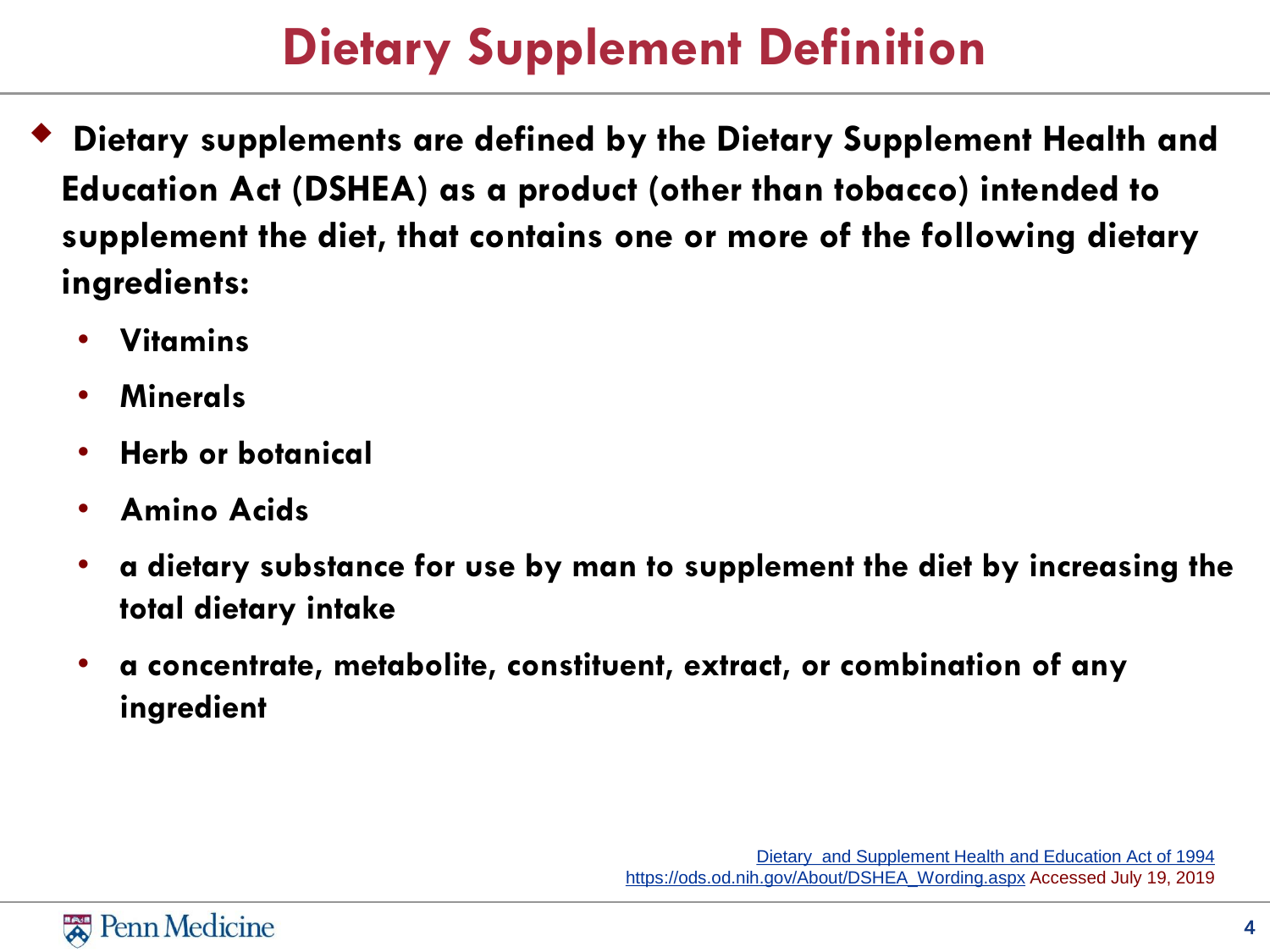# Dietary Supplement Definition

- **Dietary supplements are defined by the Dietary Supplement Health and Education Act (DSHEA) as a product (other than tobacco) intended to supplement the diet, that contains one or more of the following dietary ingredients:**
  - **Vitamins**
  - **Minerals**
  - **Herb or botanical**
  - **Amino Acids**
  - **a dietary substance for use by man to supplement the diet by increasing the total dietary intake**
  - **a concentrate, metabolite, constituent, extract, or combination of any ingredient**

Dietary and Supplement Health and Education Act of 1994
https://ods.od.nih.gov/About/DSHEA_Wording.aspx Accessed July 19, 2019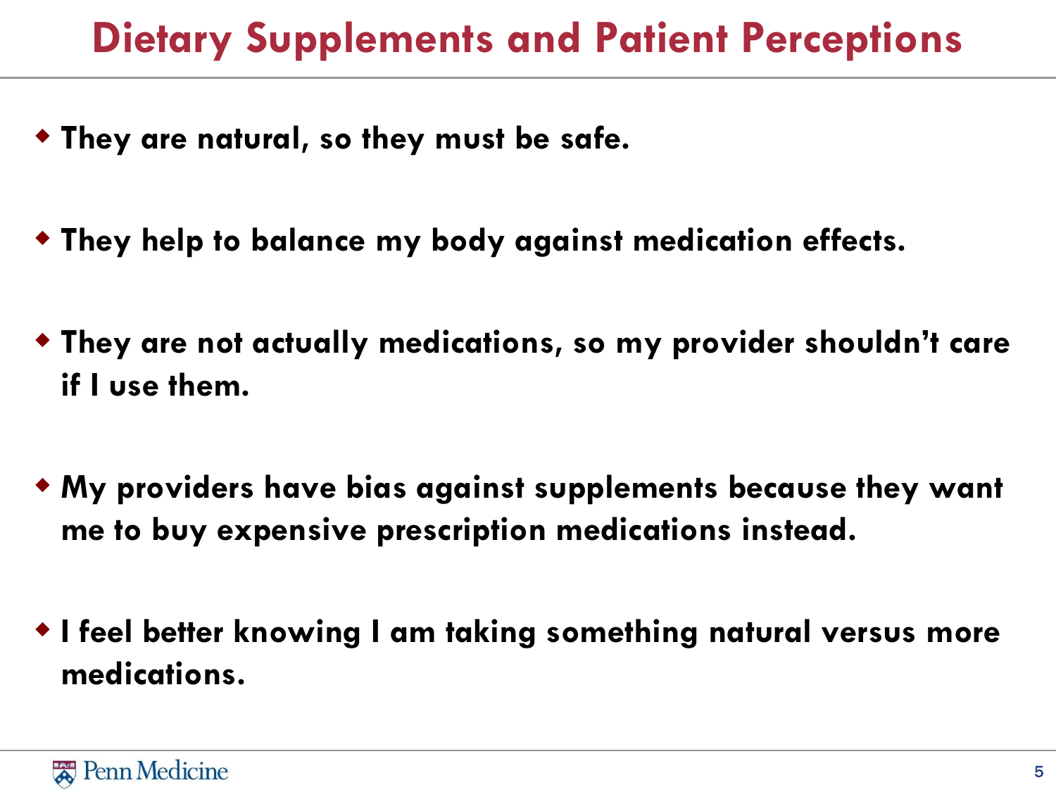# Dietary Supplements and Patient Perceptions

- **They are natural, so they must be safe.**
- **They help to balance my body against medication effects.**
- **They are not actually medications, so my provider shouldn't care if I use them.**
- **My providers have bias against supplements because they want me to buy expensive prescription medications instead.**
- **I feel better knowing I am taking something natural versus more medications.**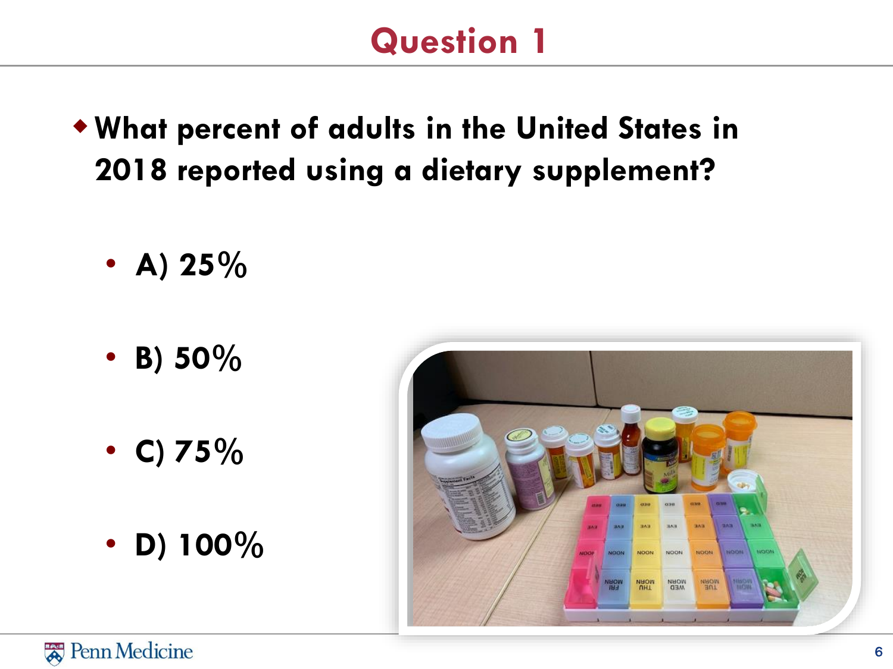# Question 1

- **What percent of adults in the United States in 2018 reported using a dietary supplement?**
  - **A) 25%**
  - **B) 50%**
  - **C) 75%**
  - **D) 100%**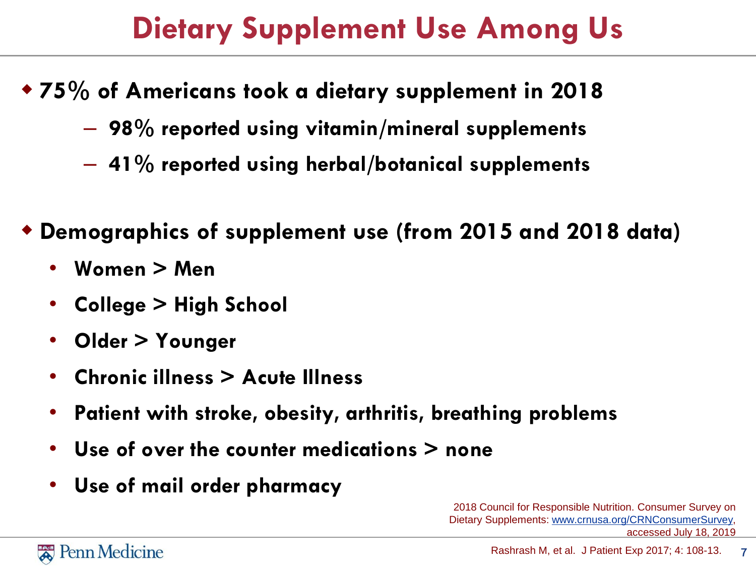# Dietary Supplement Use Among Us

- **75% of Americans took a dietary supplement in 2018**
  - **98% reported using vitamin/mineral supplements**
  - **41% reported using herbal/botanical supplements**

- **Demographics of supplement use (from 2015 and 2018 data)**
  - **Women > Men**
  - **College > High School**
  - **Older > Younger**
  - **Chronic illness > Acute Illness**
  - **Patient with stroke, obesity, arthritis, breathing problems**
  - **Use of over the counter medications > none**
  - **Use of mail order pharmacy**

2018 Council for Responsible Nutrition. Consumer Survey on Dietary Supplements: www.crnusa.org/CRNConsumerSurvey, accessed July 18, 2019

Rashrash M, et al. J Patient Exp 2017; 4: 108-13.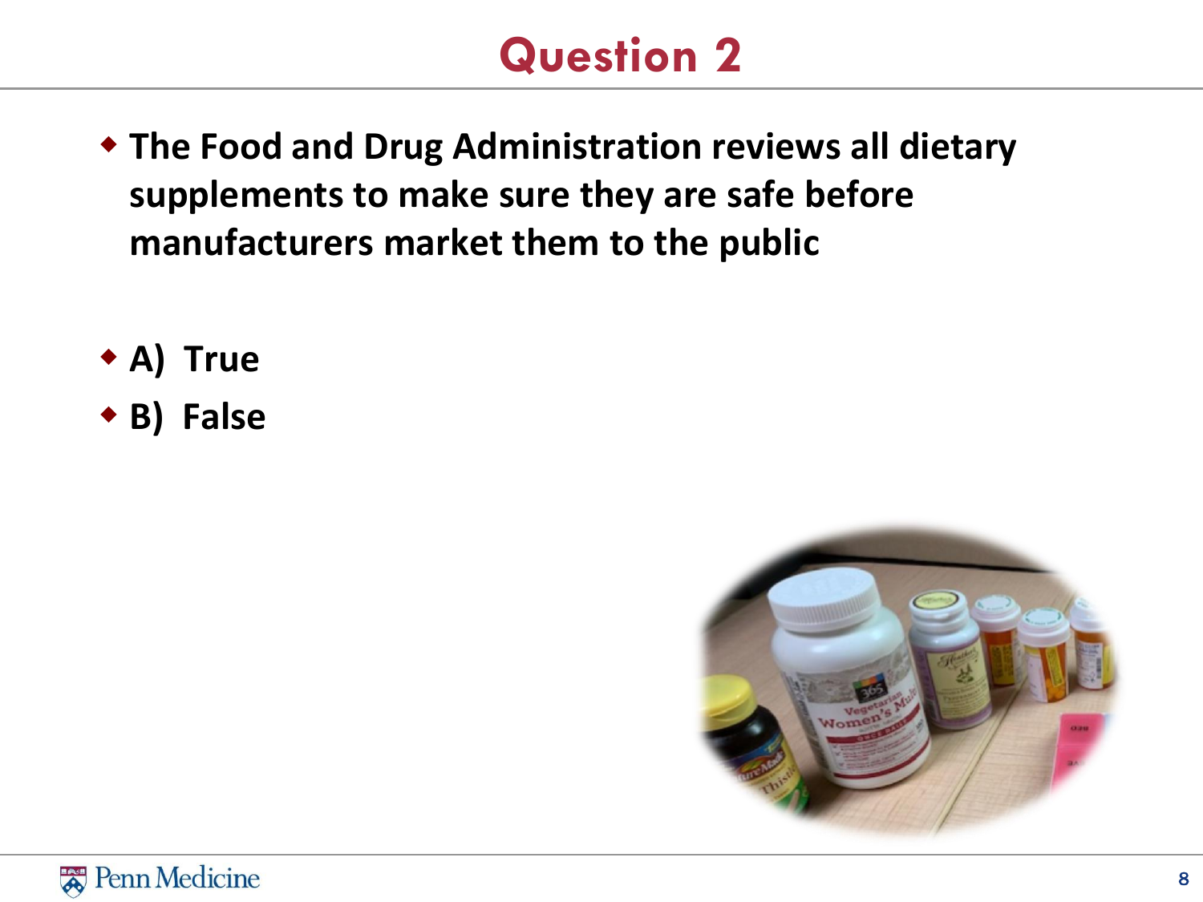# Question 2

- **The Food and Drug Administration reviews all dietary supplements to make sure they are safe before manufacturers market them to the public**

- **A) True**
- **B) False**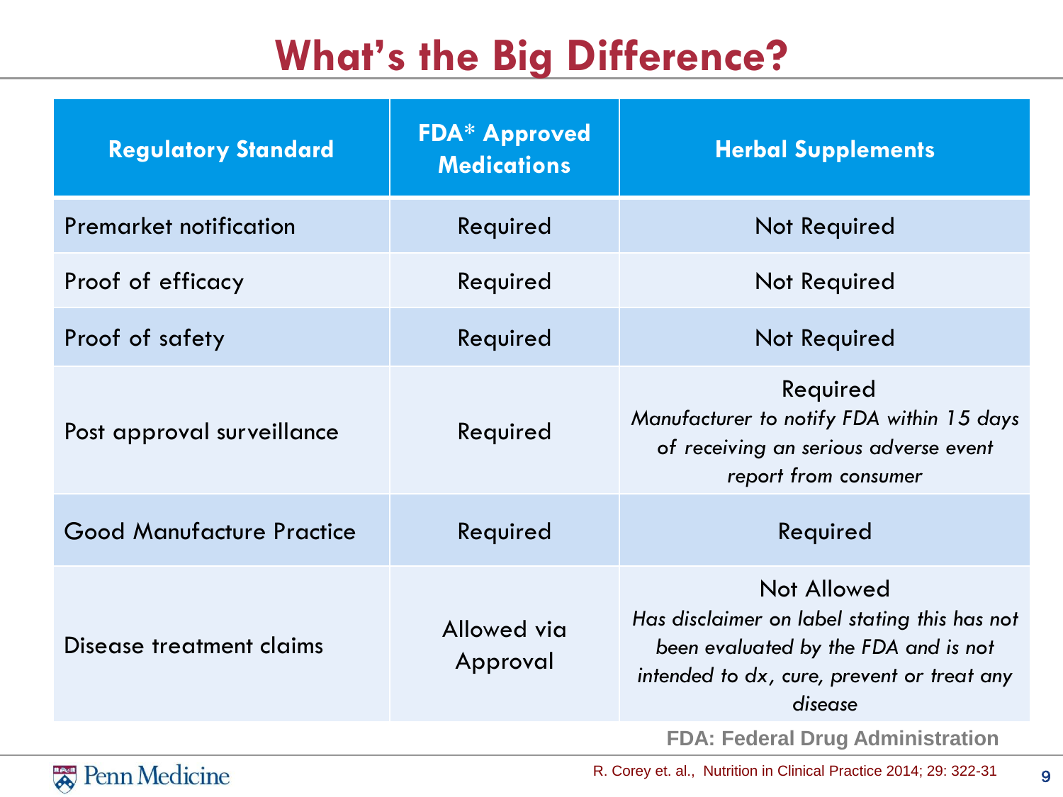# What's the Big Difference?

| Regulatory Standard | FDA* Approved Medications | Herbal Supplements |
| --- | --- | --- |
| Premarket notification | Required | Not Required |
| Proof of efficacy | Required | Not Required |
| Proof of safety | Required | Not Required |
| Post approval surveillance | Required | Required *Manufacturer to notify FDA within 15 days of receiving an serious adverse event report from consumer* |
| Good Manufacture Practice | Required | Required |
| Disease treatment claims | Allowed via Approval | Not Allowed *Has disclaimer on label stating this has not been evaluated by the FDA and is not intended to dx, cure, prevent or treat any disease* |

**FDA: Federal Drug Administration**

R. Corey et. al., Nutrition in Clinical Practice 2014; 29: 322-31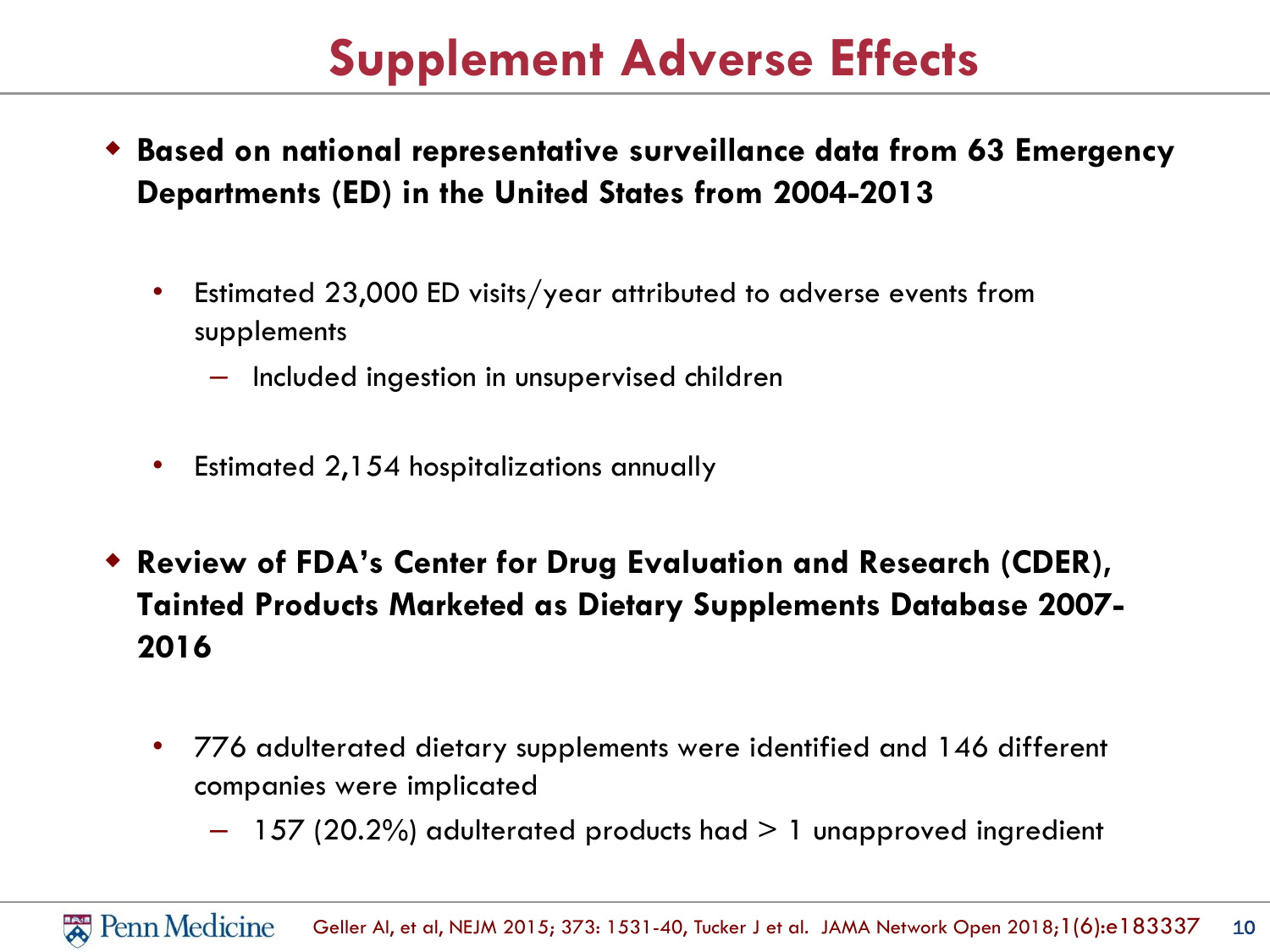# Supplement Adverse Effects

- **Based on national representative surveillance data from 63 Emergency Departments (ED) in the United States from 2004-2013**
  - Estimated 23,000 ED visits/year attributed to adverse events from supplements
    - Included ingestion in unsupervised children
  - Estimated 2,154 hospitalizations annually
- **Review of FDA's Center for Drug Evaluation and Research (CDER), Tainted Products Marketed as Dietary Supplements Database 2007-2016**
  - 776 adulterated dietary supplements were identified and 146 different companies were implicated
    - 157 (20.2%) adulterated products had > 1 unapproved ingredient

Geller AI, et al, NEJM 2015; 373: 1531-40, Tucker J et al. JAMA Network Open 2018;1(6):e183337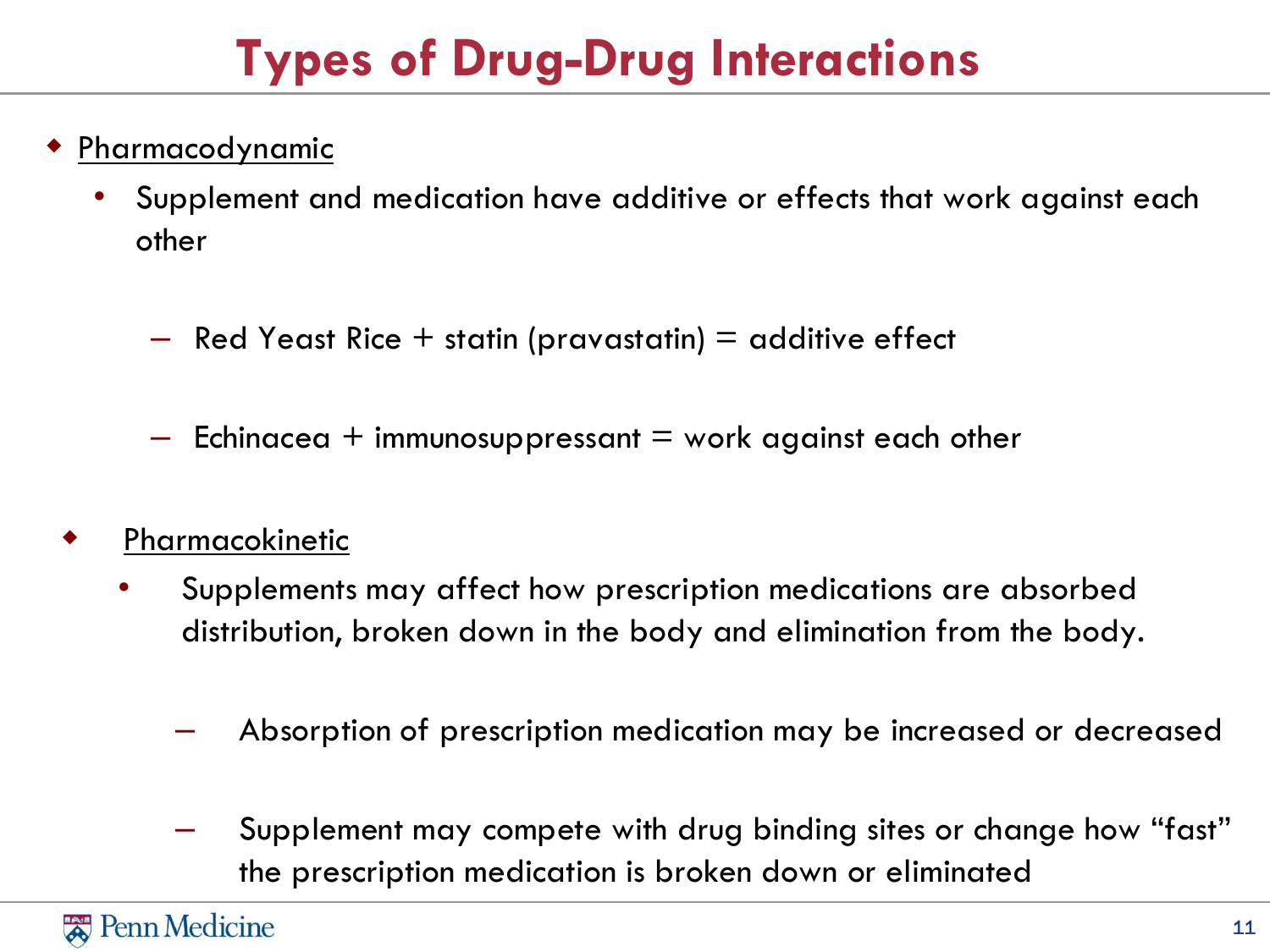# Types of Drug-Drug Interactions

- Pharmacodynamic
  - Supplement and medication have additive or effects that work against each other
    - Red Yeast Rice + statin (pravastatin) = additive effect
    - Echinacea + immunosuppressant = work against each other
- Pharmacokinetic
  - Supplements may affect how prescription medications are absorbed distribution, broken down in the body and elimination from the body.
    - Absorption of prescription medication may be increased or decreased
    - Supplement may compete with drug binding sites or change how "fast" the prescription medication is broken down or eliminated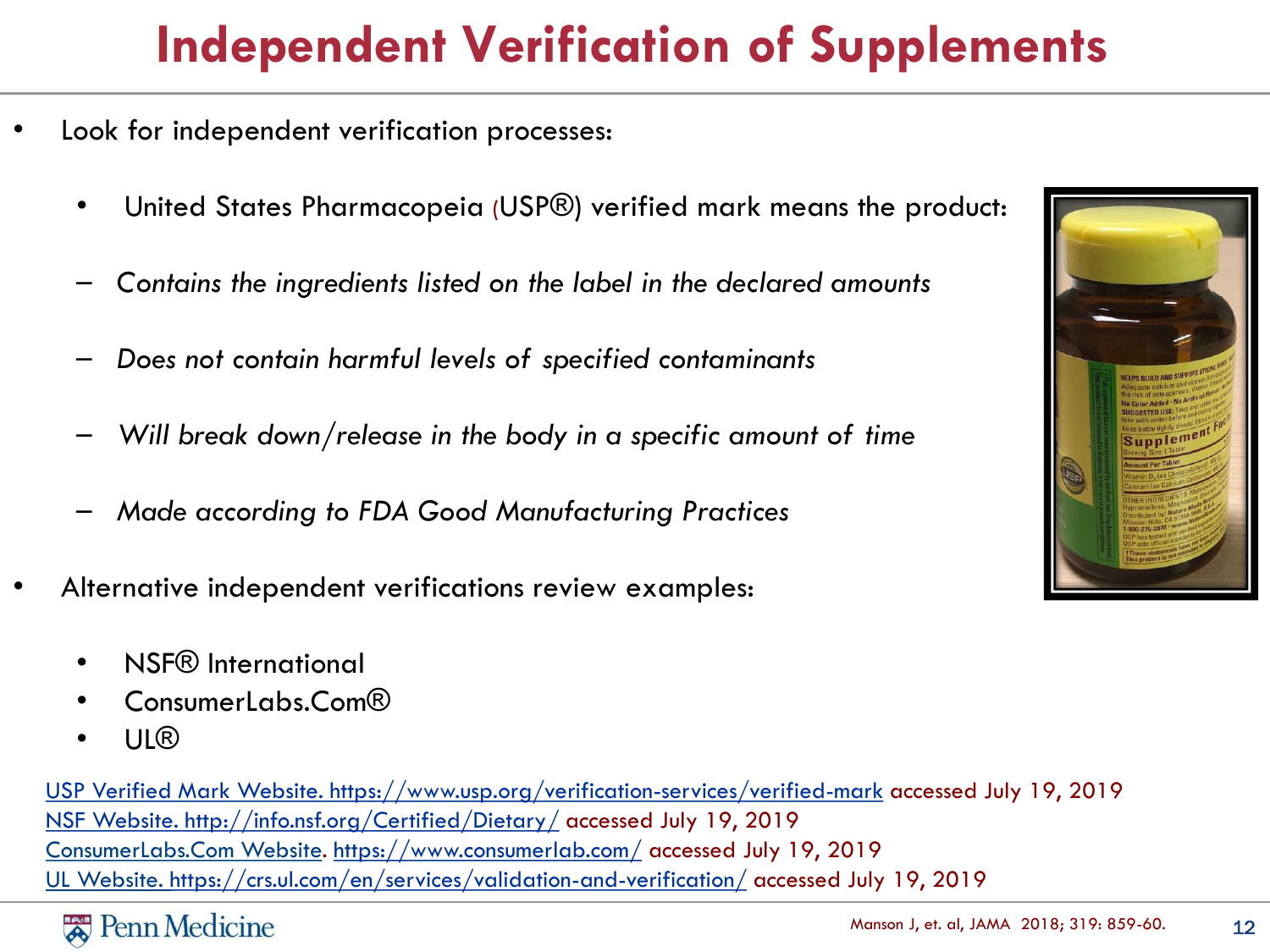# Independent Verification of Supplements

- Look for independent verification processes:
  - United States Pharmacopeia (USP®) verified mark means the product:
    - *Contains the ingredients listed on the label in the declared amounts*
    - *Does not contain harmful levels of specified contaminants*
    - *Will break down/release in the body in a specific amount of time*
    - *Made according to FDA Good Manufacturing Practices*
- Alternative independent verifications review examples:
  - NSF® International
  - ConsumerLabs.Com®
  - UL®

USP Verified Mark Website. https://www.usp.org/verification-services/verified-mark accessed July 19, 2019
NSF Website. http://info.nsf.org/Certified/Dietary/ accessed July 19, 2019
ConsumerLabs.Com Website. https://www.consumerlab.com/ accessed July 19, 2019
UL Website. https://crs.ul.com/en/services/validation-and-verification/ accessed July 19, 2019

Manson J, et. al, JAMA 2018; 319: 859-60.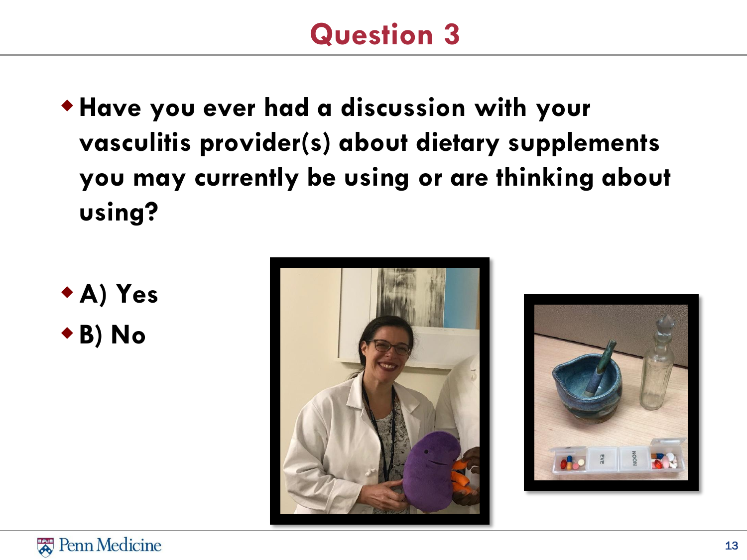# Question 3

- **Have you ever had a discussion with your vasculitis provider(s) about dietary supplements you may currently be using or are thinking about using?**

- **A) Yes**
- **B) No**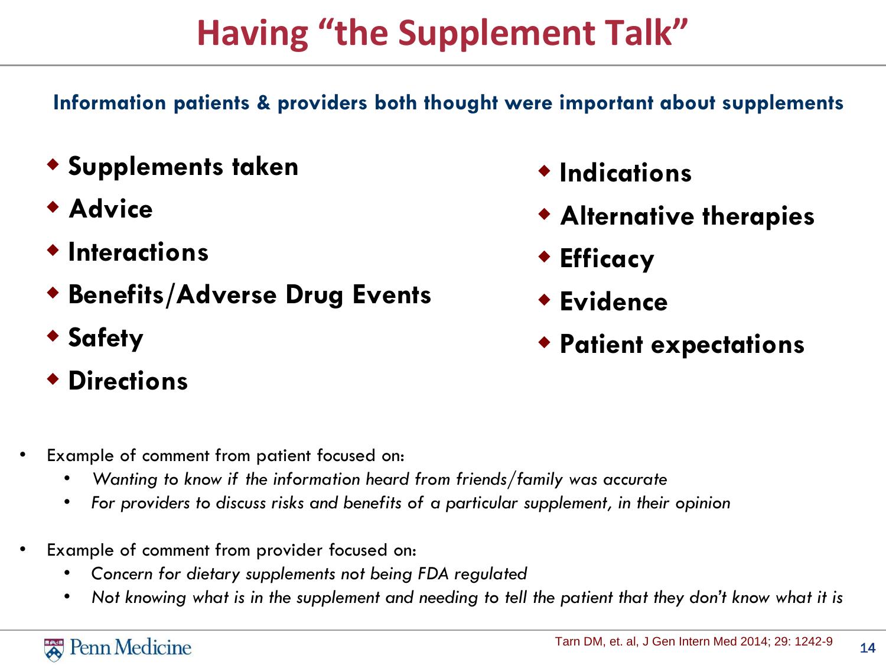# Having "the Supplement Talk"

**Information patients & providers both thought were important about supplements**

- **Supplements taken**
- **Advice**
- **Interactions**
- **Benefits/Adverse Drug Events**
- **Safety**
- **Directions**
- **Indications**
- **Alternative therapies**
- **Efficacy**
- **Evidence**
- **Patient expectations**

- Example of comment from patient focused on:
  - *Wanting to know if the information heard from friends/family was accurate*
  - *For providers to discuss risks and benefits of a particular supplement, in their opinion*

- Example of comment from provider focused on:
  - *Concern for dietary supplements not being FDA regulated*
  - *Not knowing what is in the supplement and needing to tell the patient that they don't know what it is*

Tarn DM, et. al, J Gen Intern Med 2014; 29: 1242-9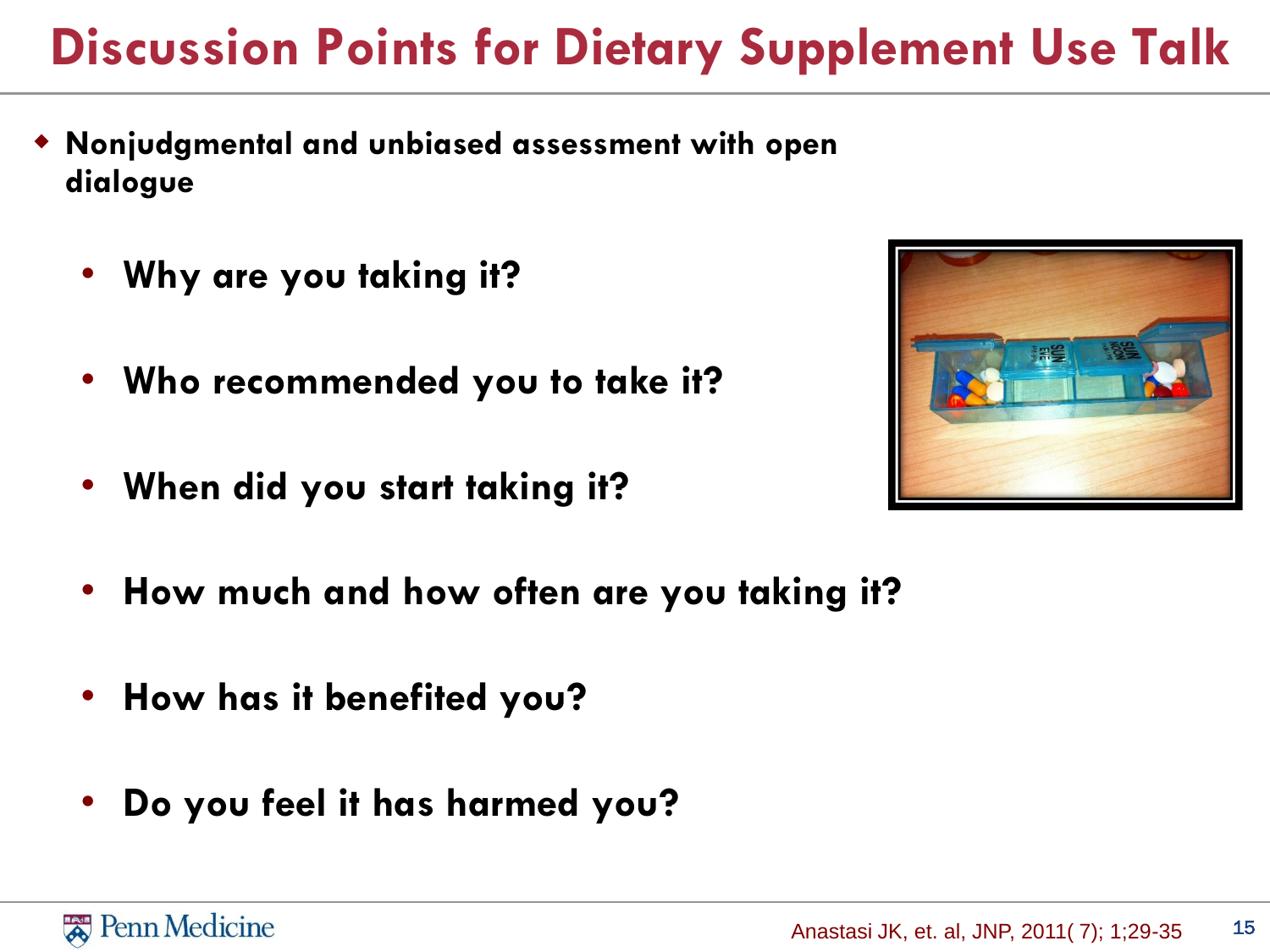# Discussion Points for Dietary Supplement Use Talk

- **Nonjudgmental and unbiased assessment with open dialogue**
  - **Why are you taking it?**
  - **Who recommended you to take it?**
  - **When did you start taking it?**
  - **How much and how often are you taking it?**
  - **How has it benefited you?**
  - **Do you feel it has harmed you?**

Anastasi JK, et. al, JNP, 2011( 7); 1;29-35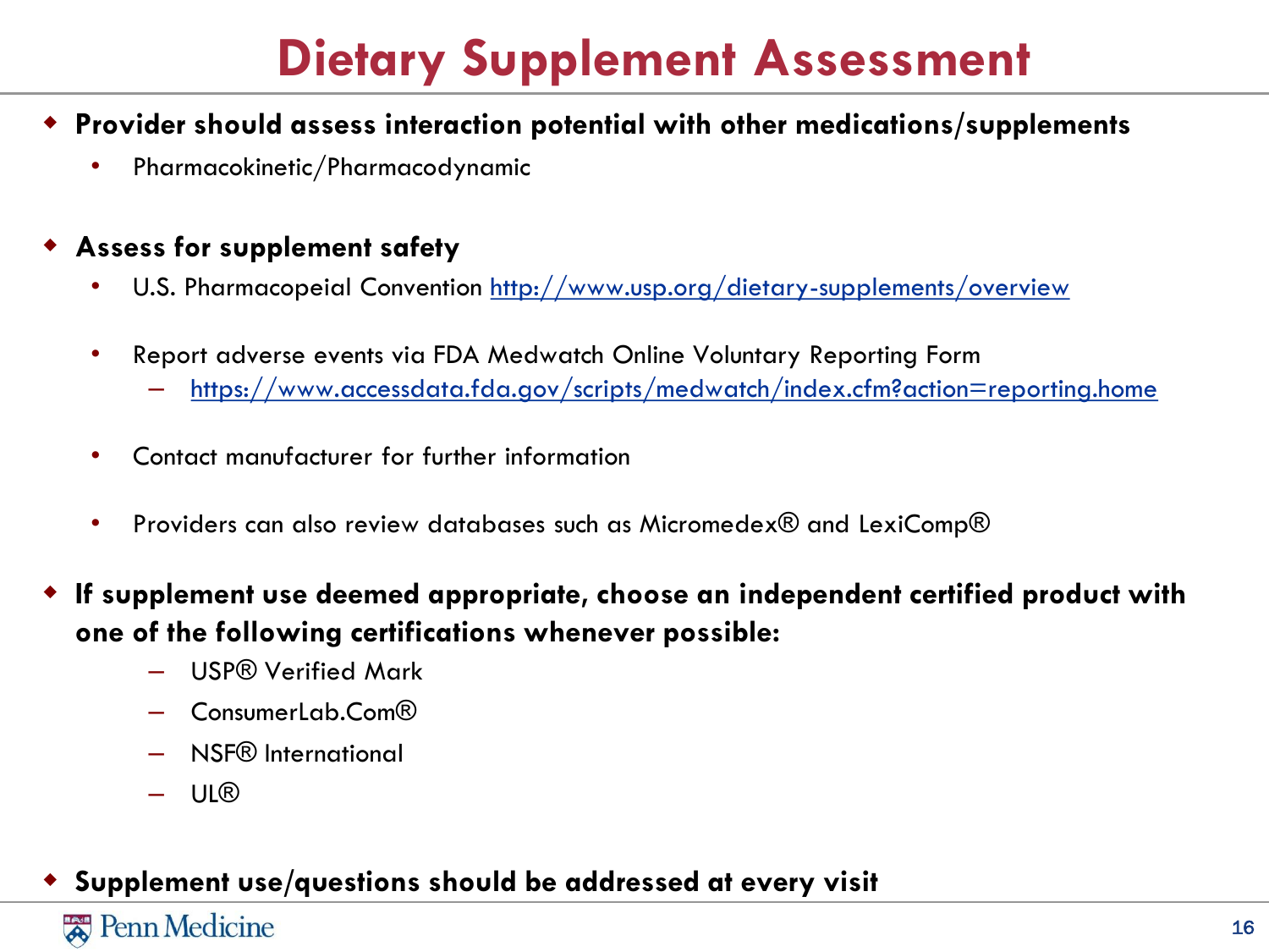# Dietary Supplement Assessment

- **Provider should assess interaction potential with other medications/supplements**
  - Pharmacokinetic/Pharmacodynamic
- **Assess for supplement safety**
  - U.S. Pharmacopeial Convention http://www.usp.org/dietary-supplements/overview
  - Report adverse events via FDA Medwatch Online Voluntary Reporting Form
    - https://www.accessdata.fda.gov/scripts/medwatch/index.cfm?action=reporting.home
  - Contact manufacturer for further information
  - Providers can also review databases such as Micromedex® and LexiComp®
- **If supplement use deemed appropriate, choose an independent certified product with one of the following certifications whenever possible:**
  - USP® Verified Mark
  - ConsumerLab.Com®
  - NSF® International
  - UL®
- **Supplement use/questions should be addressed at every visit**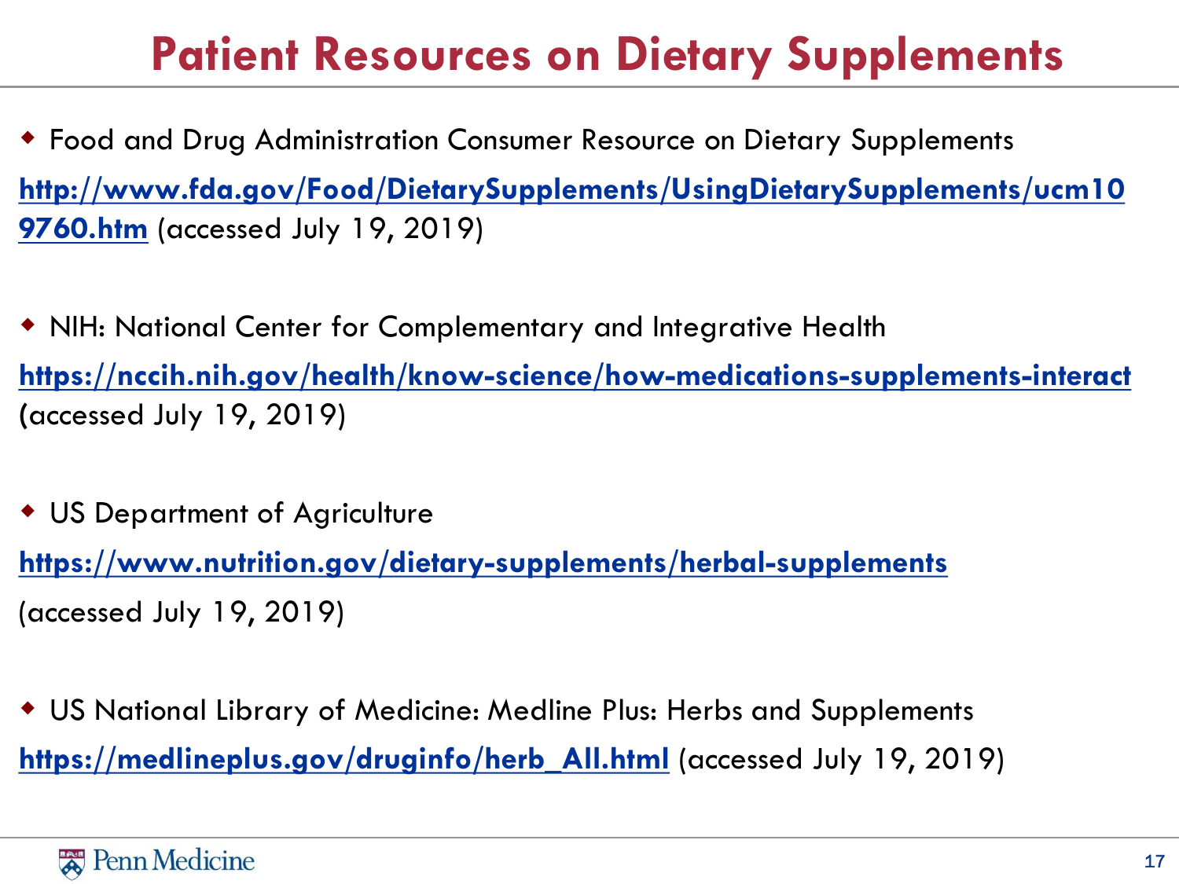# Patient Resources on Dietary Supplements

- Food and Drug Administration Consumer Resource on Dietary Supplements

  **http://www.fda.gov/Food/DietarySupplements/UsingDietarySupplements/ucm109760.htm** (accessed July 19, 2019)

- NIH: National Center for Complementary and Integrative Health

  **https://nccih.nih.gov/health/know-science/how-medications-supplements-interact** (accessed July 19, 2019)

- US Department of Agriculture

  **https://www.nutrition.gov/dietary-supplements/herbal-supplements**

  (accessed July 19, 2019)

- US National Library of Medicine: Medline Plus: Herbs and Supplements

  **https://medlineplus.gov/druginfo/herb_All.html** (accessed July 19, 2019)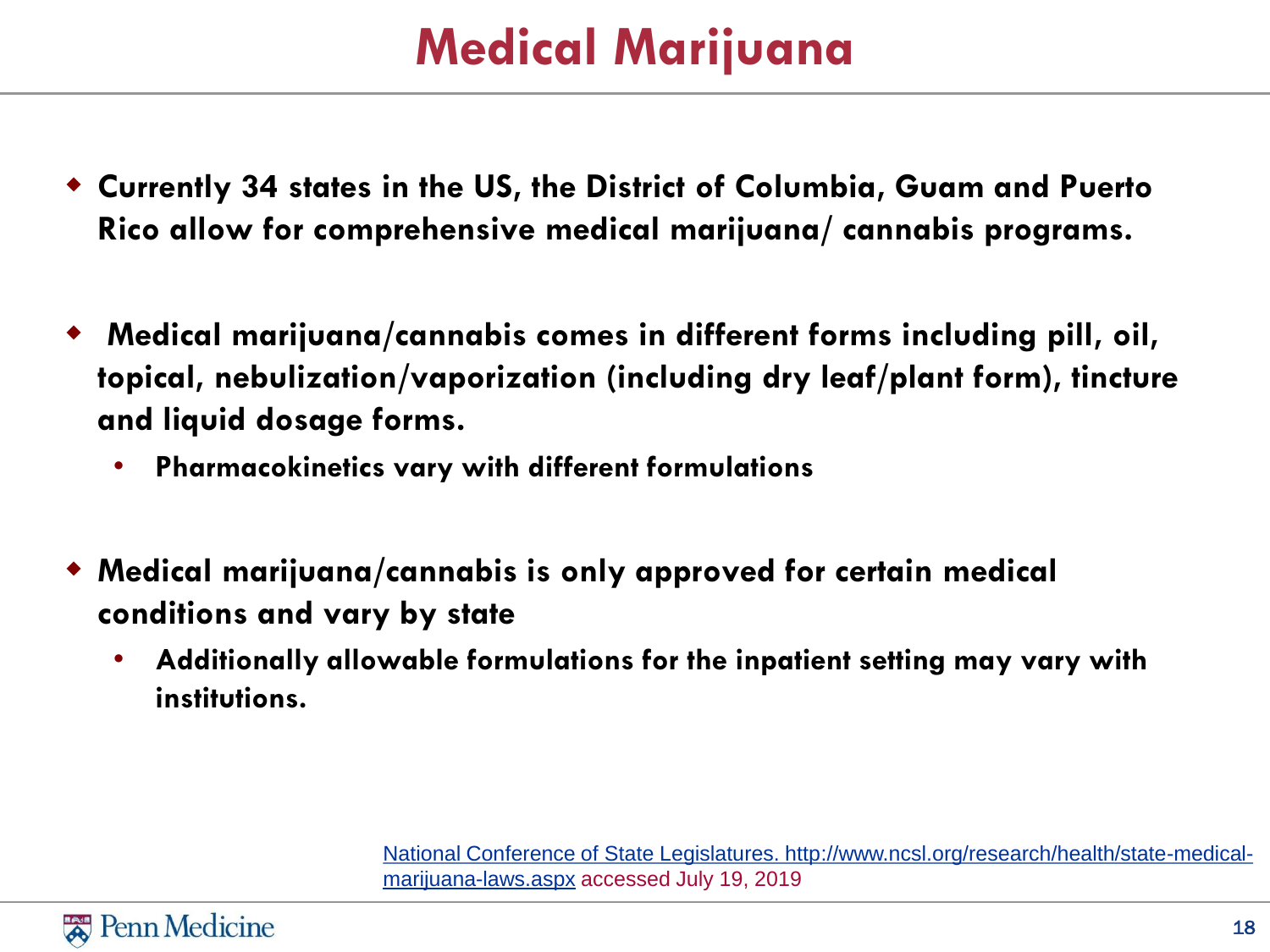# Medical Marijuana

- **Currently 34 states in the US, the District of Columbia, Guam and Puerto Rico allow for comprehensive medical marijuana/ cannabis programs.**
- **Medical marijuana/cannabis comes in different forms including pill, oil, topical, nebulization/vaporization (including dry leaf/plant form), tincture and liquid dosage forms.**
  - **Pharmacokinetics vary with different formulations**
- **Medical marijuana/cannabis is only approved for certain medical conditions and vary by state**
  - **Additionally allowable formulations for the inpatient setting may vary with institutions.**

National Conference of State Legislatures. http://www.ncsl.org/research/health/state-medical-marijuana-laws.aspx accessed July 19, 2019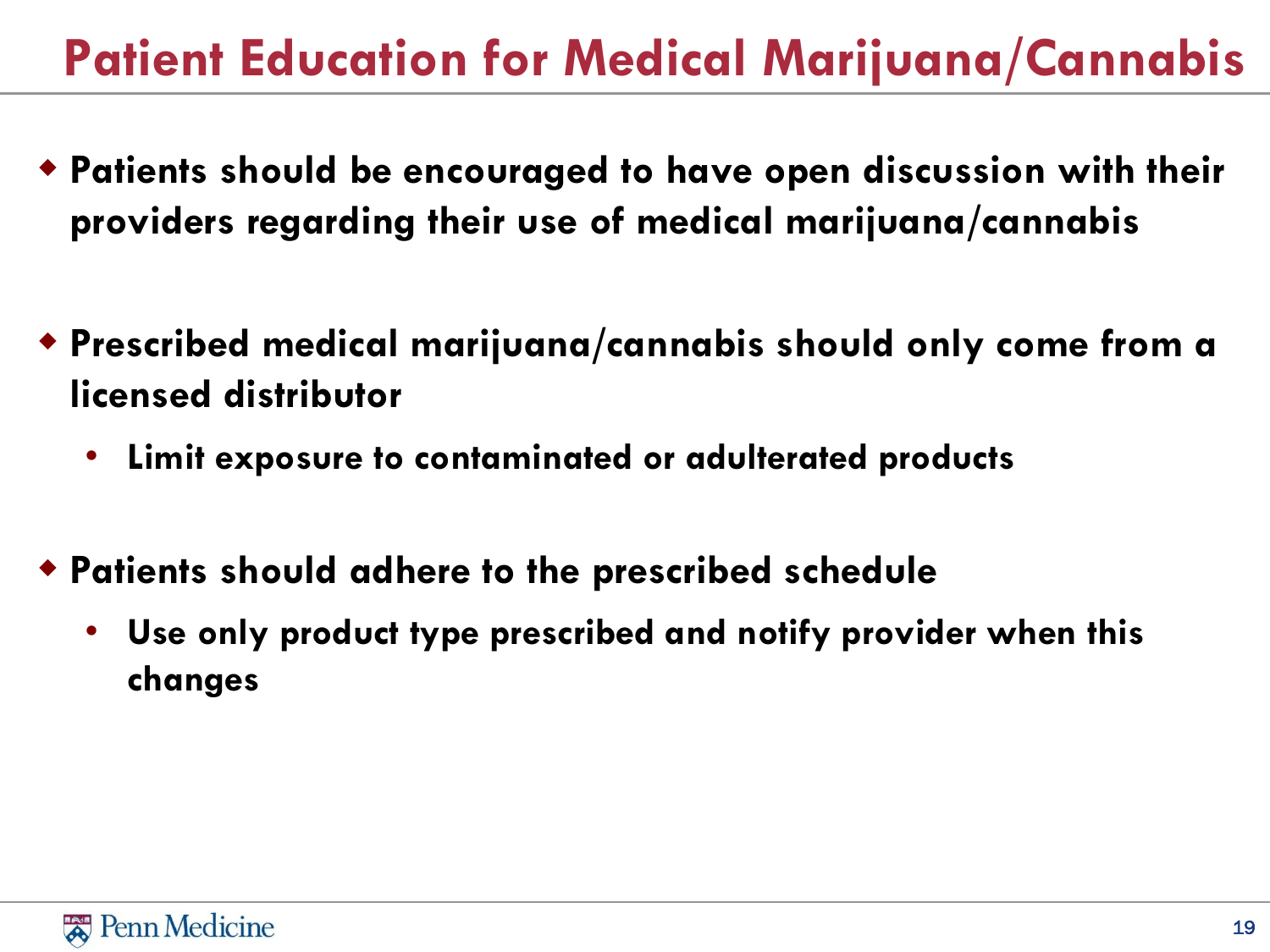# Patient Education for Medical Marijuana/Cannabis

- **Patients should be encouraged to have open discussion with their providers regarding their use of medical marijuana/cannabis**

- **Prescribed medical marijuana/cannabis should only come from a licensed distributor**
  - **Limit exposure to contaminated or adulterated products**

- **Patients should adhere to the prescribed schedule**
  - **Use only product type prescribed and notify provider when this changes**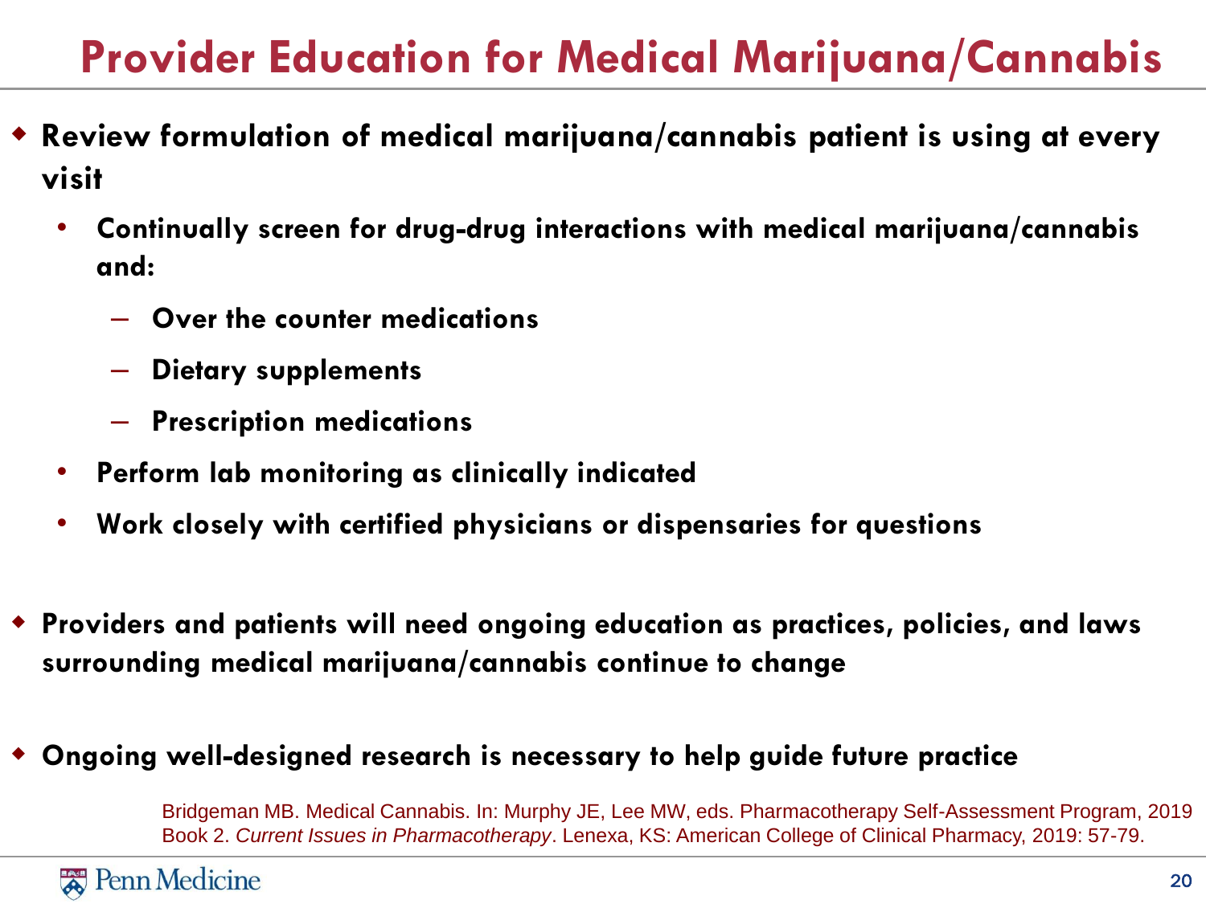# Provider Education for Medical Marijuana/Cannabis

- **Review formulation of medical marijuana/cannabis patient is using at every visit**
  - **Continually screen for drug-drug interactions with medical marijuana/cannabis and:**
    - **Over the counter medications**
    - **Dietary supplements**
    - **Prescription medications**
  - **Perform lab monitoring as clinically indicated**
  - **Work closely with certified physicians or dispensaries for questions**

- **Providers and patients will need ongoing education as practices, policies, and laws surrounding medical marijuana/cannabis continue to change**

- **Ongoing well-designed research is necessary to help guide future practice**

Bridgeman MB. Medical Cannabis. In: Murphy JE, Lee MW, eds. Pharmacotherapy Self-Assessment Program, 2019 Book 2. *Current Issues in Pharmacotherapy*. Lenexa, KS: American College of Clinical Pharmacy, 2019: 57-79.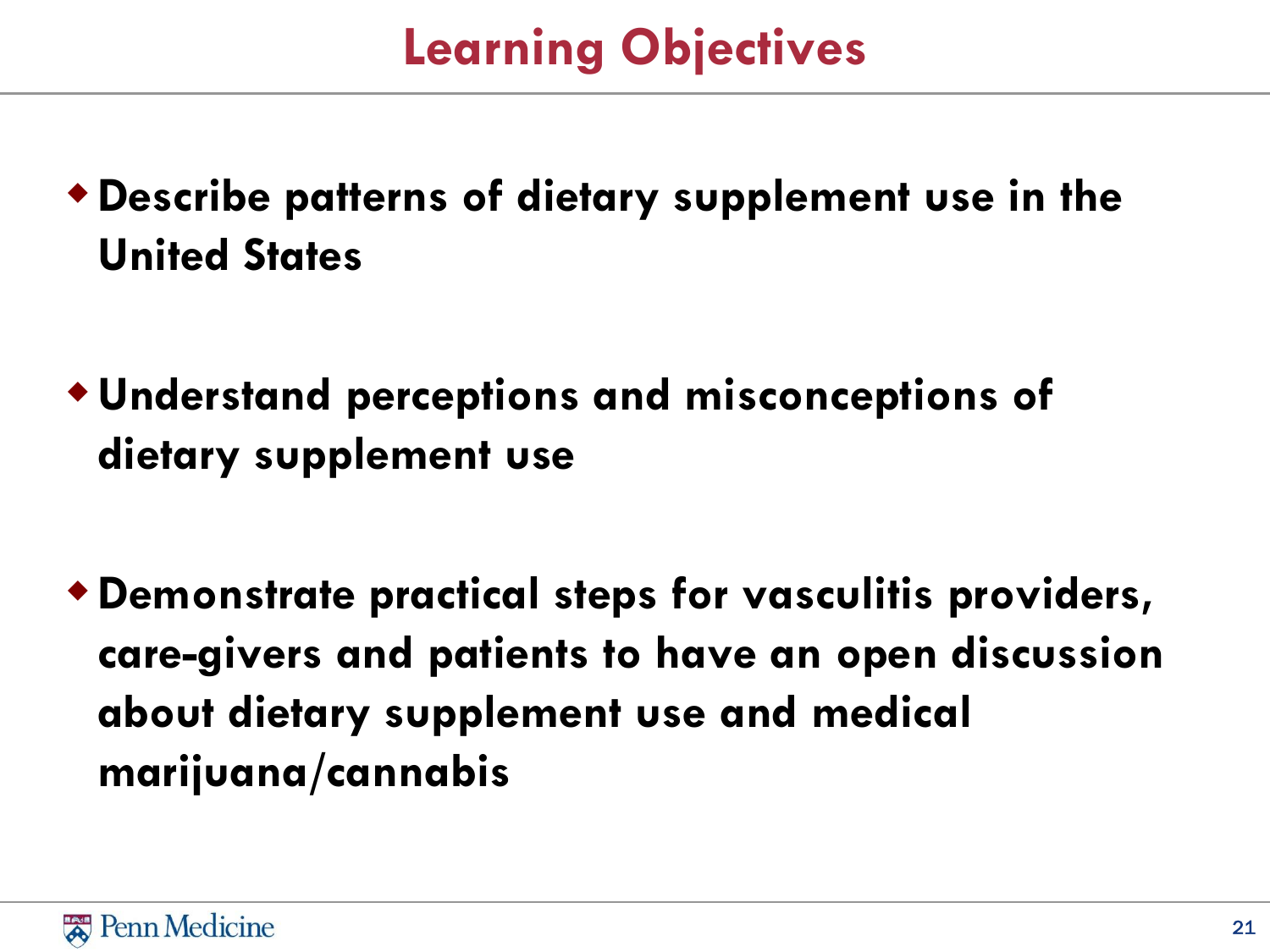# Learning Objectives

- **Describe patterns of dietary supplement use in the United States**

- **Understand perceptions and misconceptions of dietary supplement use**

- **Demonstrate practical steps for vasculitis providers, care-givers and patients to have an open discussion about dietary supplement use and medical marijuana/cannabis**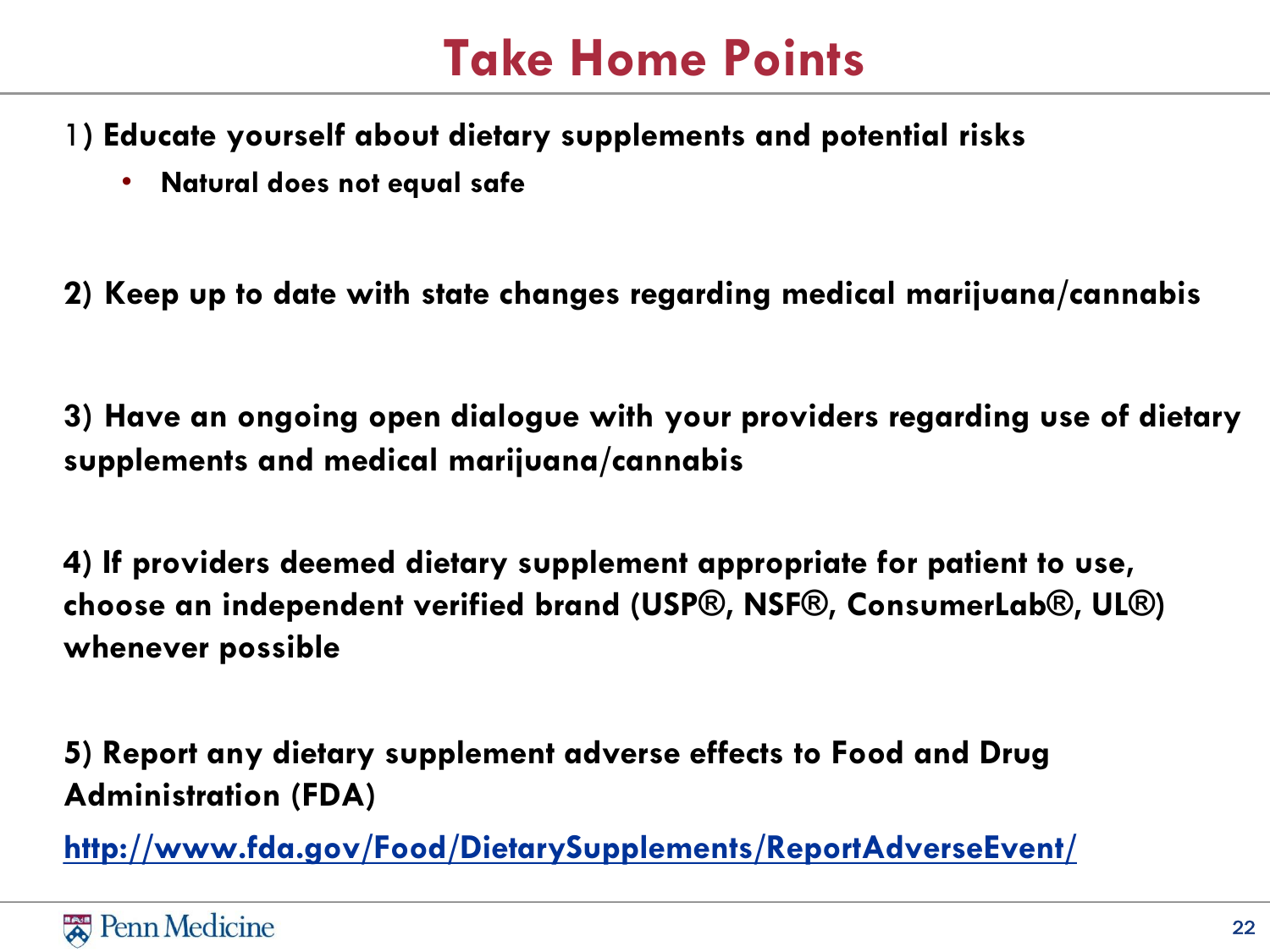# Take Home Points

1) **Educate yourself about dietary supplements and potential risks**
   - **Natural does not equal safe**

**2) Keep up to date with state changes regarding medical marijuana/cannabis**

**3) Have an ongoing open dialogue with your providers regarding use of dietary supplements and medical marijuana/cannabis**

**4) If providers deemed dietary supplement appropriate for patient to use, choose an independent verified brand (USP®, NSF®, ConsumerLab®, UL®) whenever possible**

**5) Report any dietary supplement adverse effects to Food and Drug Administration (FDA)**

http://www.fda.gov/Food/DietarySupplements/ReportAdverseEvent/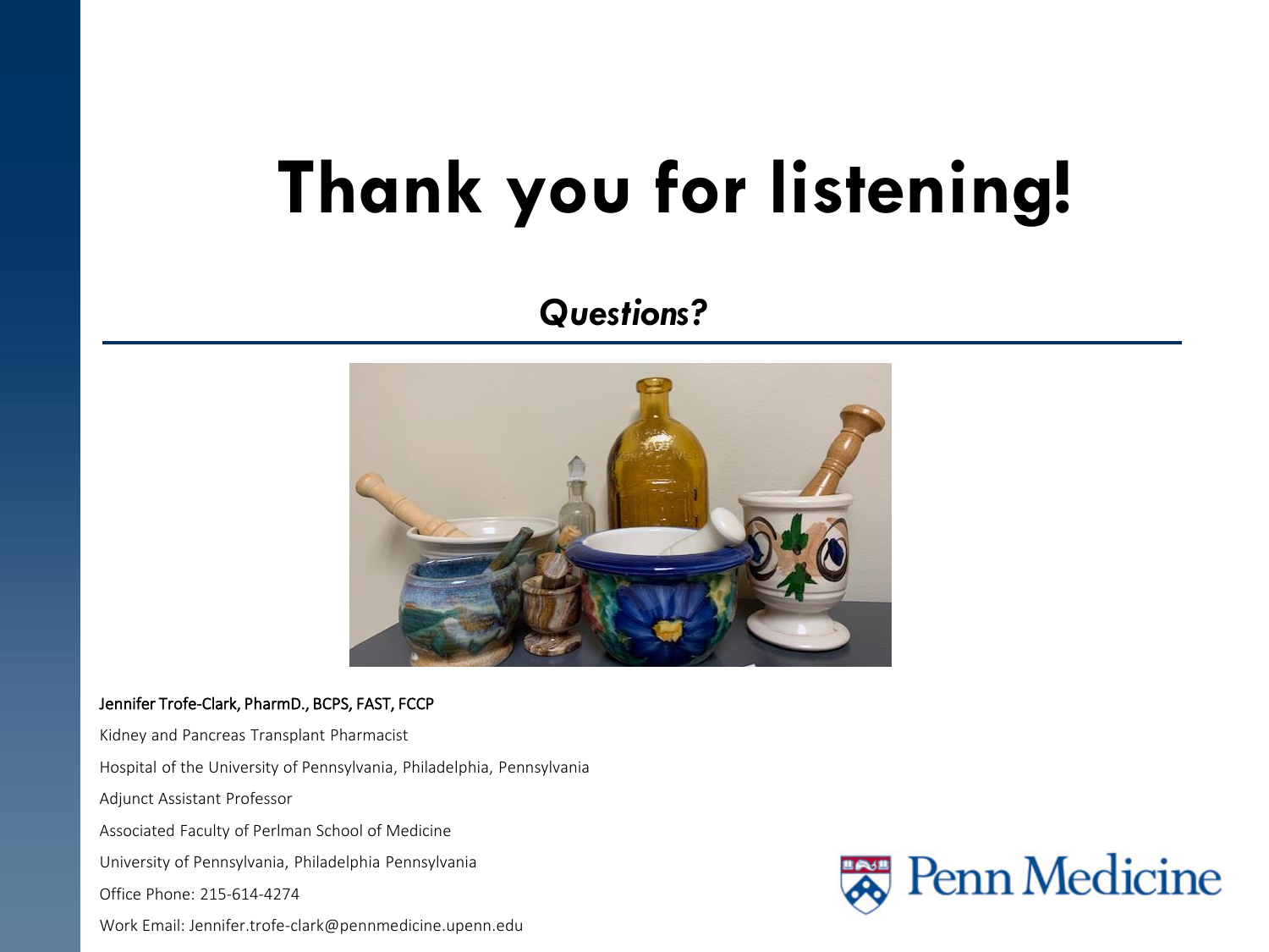# Thank you for listening!

***Questions?***

Jennifer Trofe-Clark, PharmD., BCPS, FAST, FCCP

Kidney and Pancreas Transplant Pharmacist

Hospital of the University of Pennsylvania, Philadelphia, Pennsylvania

Adjunct Assistant Professor

Associated Faculty of Perlman School of Medicine

University of Pennsylvania, Philadelphia Pennsylvania

Office Phone: 215-614-4274

Work Email: Jennifer.trofe-clark@pennmedicine.upenn.edu

Penn Medicine